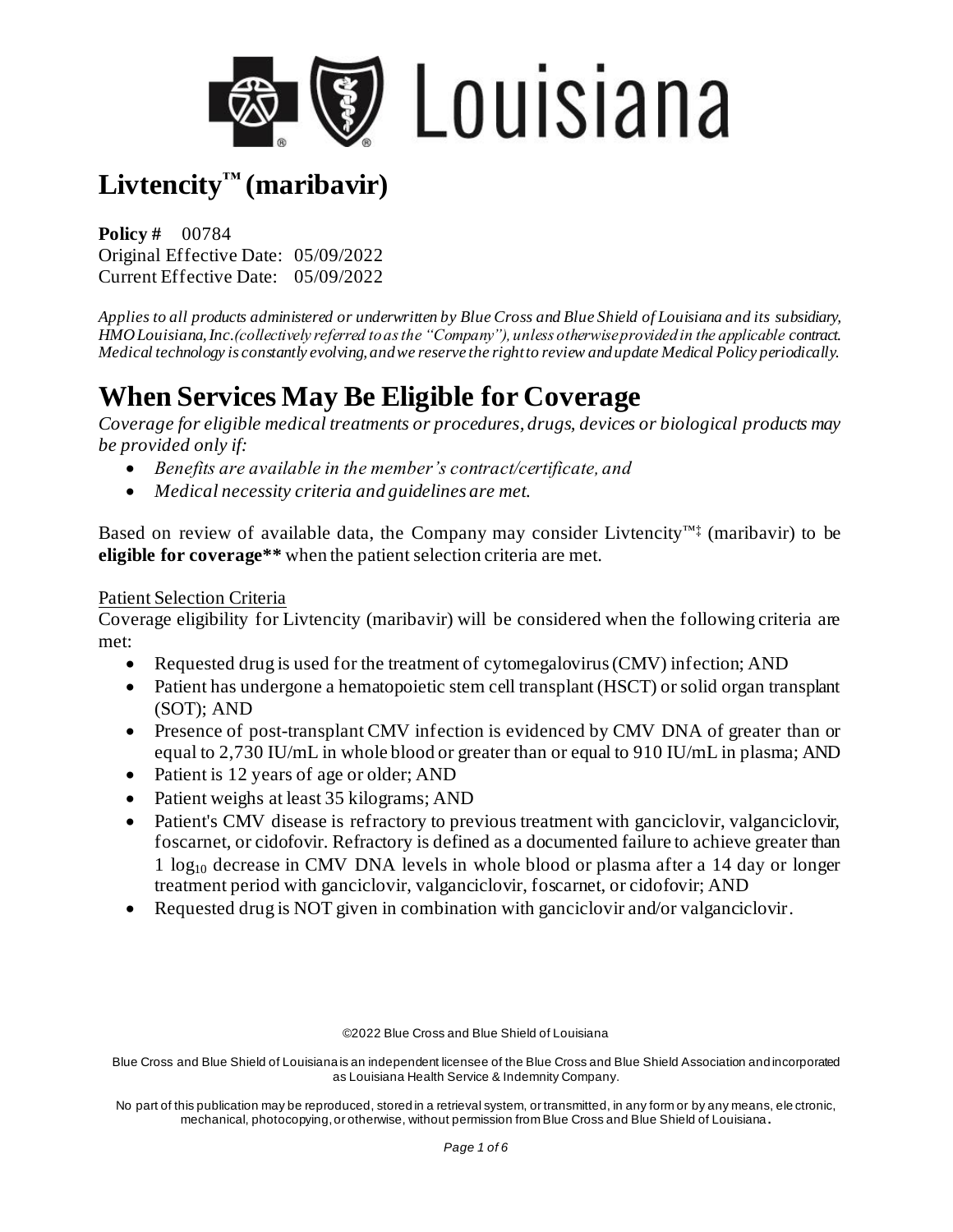# Livtencity™ (maribavir)

**Policy #** 00784
Original Effective Date: 05/09/2022
Current Effective Date: 05/09/2022

*Applies to all products administered or underwritten by Blue Cross and Blue Shield of Louisiana and its subsidiary, HMO Louisiana, Inc. (collectively referred to as the "Company"), unless otherwise provided in the applicable contract. Medical technology is constantly evolving, and we reserve the right to review and update Medical Policy periodically.*

# When Services May Be Eligible for Coverage

*Coverage for eligible medical treatments or procedures, drugs, devices or biological products may be provided only if:*

- *Benefits are available in the member's contract/certificate, and*
- *Medical necessity criteria and guidelines are met.*

Based on review of available data, the Company may consider Livtencity™‡ (maribavir) to be **eligible for coverage**\*\* when the patient selection criteria are met.

## Patient Selection Criteria

Coverage eligibility for Livtencity (maribavir) will be considered when the following criteria are met:

- Requested drug is used for the treatment of cytomegalovirus (CMV) infection; AND
- Patient has undergone a hematopoietic stem cell transplant (HSCT) or solid organ transplant (SOT); AND
- Presence of post-transplant CMV infection is evidenced by CMV DNA of greater than or equal to 2,730 IU/mL in whole blood or greater than or equal to 910 IU/mL in plasma; AND
- Patient is 12 years of age or older; AND
- Patient weighs at least 35 kilograms; AND
- Patient's CMV disease is refractory to previous treatment with ganciclovir, valganciclovir, foscarnet, or cidofovir. Refractory is defined as a documented failure to achieve greater than 1 $\log_{10}$ decrease in CMV DNA levels in whole blood or plasma after a 14 day or longer treatment period with ganciclovir, valganciclovir, foscarnet, or cidofovir; AND
- Requested drug is NOT given in combination with ganciclovir and/or valganciclovir.

©2022 Blue Cross and Blue Shield of Louisiana

Blue Cross and Blue Shield of Louisiana is an independent licensee of the Blue Cross and Blue Shield Association and incorporated as Louisiana Health Service & Indemnity Company.

No part of this publication may be reproduced, stored in a retrieval system, or transmitted, in any form or by any means, electronic, mechanical, photocopying, or otherwise, without permission from Blue Cross and Blue Shield of Louisiana.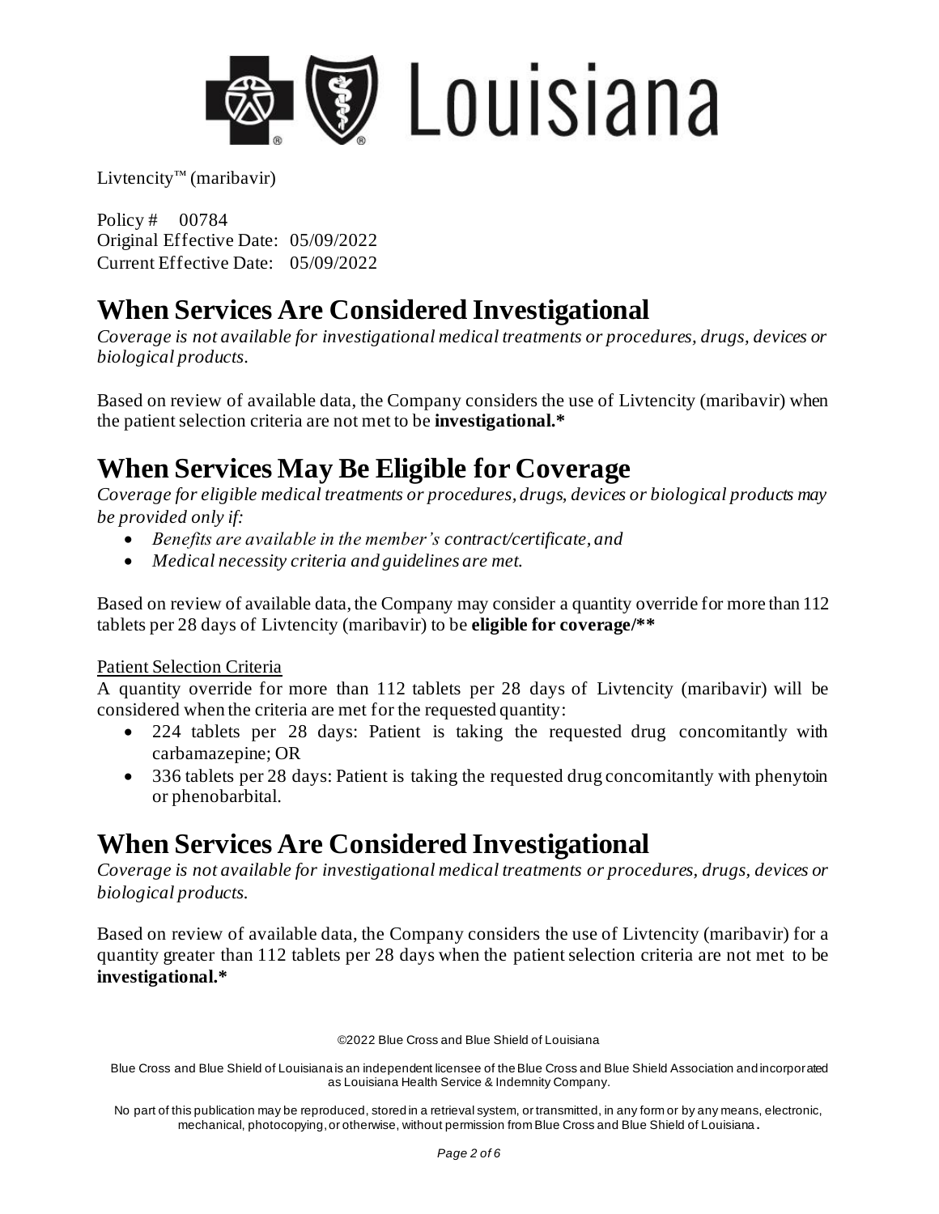Livtencity™ (maribavir)

Policy # 00784
Original Effective Date: 05/09/2022
Current Effective Date: 05/09/2022

# When Services Are Considered Investigational

*Coverage is not available for investigational medical treatments or procedures, drugs, devices or biological products.*

Based on review of available data, the Company considers the use of Livtencity (maribavir) when the patient selection criteria are not met to be **investigational.***

# When Services May Be Eligible for Coverage

*Coverage for eligible medical treatments or procedures, drugs, devices or biological products may be provided only if:*

- *Benefits are available in the member's contract/certificate, and*
- *Medical necessity criteria and guidelines are met.*

Based on review of available data, the Company may consider a quantity override for more than 112 tablets per 28 days of Livtencity (maribavir) to be **eligible for coverage/****

Patient Selection Criteria

A quantity override for more than 112 tablets per 28 days of Livtencity (maribavir) will be considered when the criteria are met for the requested quantity:

- 224 tablets per 28 days: Patient is taking the requested drug concomitantly with carbamazepine; OR
- 336 tablets per 28 days: Patient is taking the requested drug concomitantly with phenytoin or phenobarbital.

# When Services Are Considered Investigational

*Coverage is not available for investigational medical treatments or procedures, drugs, devices or biological products.*

Based on review of available data, the Company considers the use of Livtencity (maribavir) for a quantity greater than 112 tablets per 28 days when the patient selection criteria are not met to be **investigational.***

©2022 Blue Cross and Blue Shield of Louisiana

Blue Cross and Blue Shield of Louisiana is an independent licensee of the Blue Cross and Blue Shield Association and incorporated as Louisiana Health Service & Indemnity Company.

No part of this publication may be reproduced, stored in a retrieval system, or transmitted, in any form or by any means, electronic, mechanical, photocopying, or otherwise, without permission from Blue Cross and Blue Shield of Louisiana.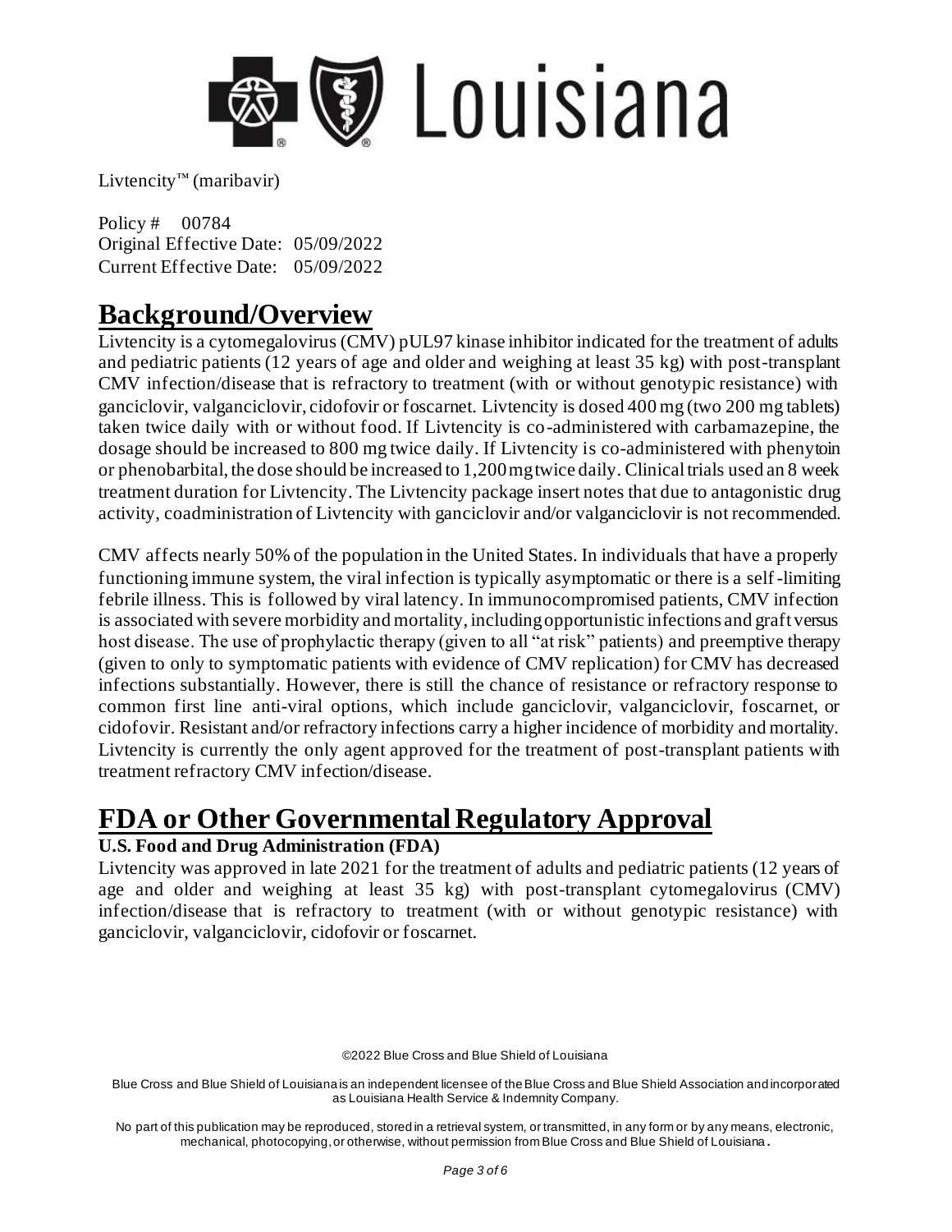Livtencity™ (maribavir)

Policy # 00784
Original Effective Date: 05/09/2022
Current Effective Date: 05/09/2022

# Background/Overview

Livtencity is a cytomegalovirus (CMV) pUL97 kinase inhibitor indicated for the treatment of adults and pediatric patients (12 years of age and older and weighing at least 35 kg) with post-transplant CMV infection/disease that is refractory to treatment (with or without genotypic resistance) with ganciclovir, valganciclovir, cidofovir or foscarnet. Livtencity is dosed 400 mg (two 200 mg tablets) taken twice daily with or without food. If Livtencity is co-administered with carbamazepine, the dosage should be increased to 800 mg twice daily. If Livtencity is co-administered with phenytoin or phenobarbital, the dose should be increased to 1,200 mg twice daily. Clinical trials used an 8 week treatment duration for Livtencity. The Livtencity package insert notes that due to antagonistic drug activity, coadministration of Livtencity with ganciclovir and/or valganciclovir is not recommended.

CMV affects nearly 50% of the population in the United States. In individuals that have a properly functioning immune system, the viral infection is typically asymptomatic or there is a self-limiting febrile illness. This is followed by viral latency. In immunocompromised patients, CMV infection is associated with severe morbidity and mortality, including opportunistic infections and graft versus host disease. The use of prophylactic therapy (given to all "at risk" patients) and preemptive therapy (given to only to symptomatic patients with evidence of CMV replication) for CMV has decreased infections substantially. However, there is still the chance of resistance or refractory response to common first line anti-viral options, which include ganciclovir, valganciclovir, foscarnet, or cidofovir. Resistant and/or refractory infections carry a higher incidence of morbidity and mortality. Livtencity is currently the only agent approved for the treatment of post-transplant patients with treatment refractory CMV infection/disease.

# FDA or Other Governmental Regulatory Approval

### U.S. Food and Drug Administration (FDA)

Livtencity was approved in late 2021 for the treatment of adults and pediatric patients (12 years of age and older and weighing at least 35 kg) with post-transplant cytomegalovirus (CMV) infection/disease that is refractory to treatment (with or without genotypic resistance) with ganciclovir, valganciclovir, cidofovir or foscarnet.

©2022 Blue Cross and Blue Shield of Louisiana

Blue Cross and Blue Shield of Louisiana is an independent licensee of the Blue Cross and Blue Shield Association and incorporated as Louisiana Health Service & Indemnity Company.

No part of this publication may be reproduced, stored in a retrieval system, or transmitted, in any form or by any means, electronic, mechanical, photocopying, or otherwise, without permission from Blue Cross and Blue Shield of Louisiana.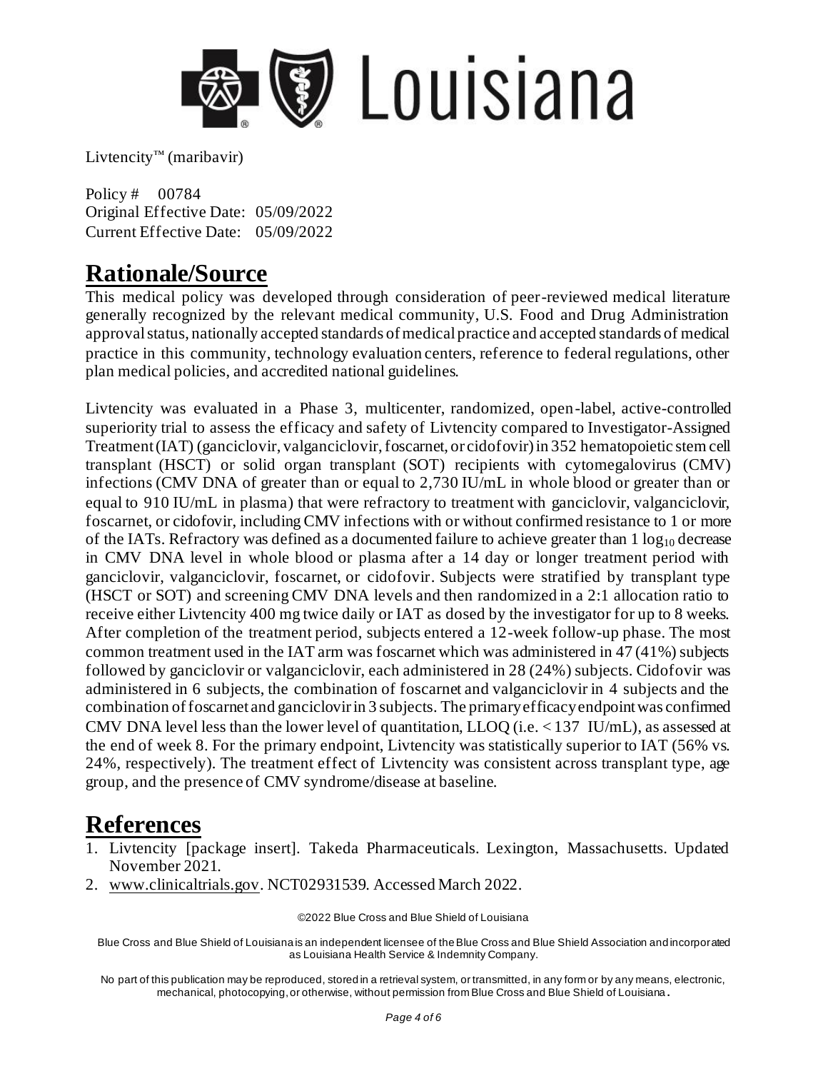Livtencity™ (maribavir)

Policy # 00784
Original Effective Date: 05/09/2022
Current Effective Date: 05/09/2022

# Rationale/Source

This medical policy was developed through consideration of peer-reviewed medical literature generally recognized by the relevant medical community, U.S. Food and Drug Administration approval status, nationally accepted standards of medical practice and accepted standards of medical practice in this community, technology evaluation centers, reference to federal regulations, other plan medical policies, and accredited national guidelines.

Livtencity was evaluated in a Phase 3, multicenter, randomized, open-label, active-controlled superiority trial to assess the efficacy and safety of Livtencity compared to Investigator-Assigned Treatment (IAT) (ganciclovir, valganciclovir, foscarnet, or cidofovir) in 352 hematopoietic stem cell transplant (HSCT) or solid organ transplant (SOT) recipients with cytomegalovirus (CMV) infections (CMV DNA of greater than or equal to 2,730 IU/mL in whole blood or greater than or equal to 910 IU/mL in plasma) that were refractory to treatment with ganciclovir, valganciclovir, foscarnet, or cidofovir, including CMV infections with or without confirmed resistance to 1 or more of the IATs. Refractory was defined as a documented failure to achieve greater than 1 $\log_{10}$ decrease in CMV DNA level in whole blood or plasma after a 14 day or longer treatment period with ganciclovir, valganciclovir, foscarnet, or cidofovir. Subjects were stratified by transplant type (HSCT or SOT) and screening CMV DNA levels and then randomized in a 2:1 allocation ratio to receive either Livtencity 400 mg twice daily or IAT as dosed by the investigator for up to 8 weeks. After completion of the treatment period, subjects entered a 12-week follow-up phase. The most common treatment used in the IAT arm was foscarnet which was administered in 47 (41%) subjects followed by ganciclovir or valganciclovir, each administered in 28 (24%) subjects. Cidofovir was administered in 6 subjects, the combination of foscarnet and valganciclovir in 4 subjects and the combination of foscarnet and ganciclovir in 3 subjects. The primary efficacy endpoint was confirmed CMV DNA level less than the lower level of quantitation, LLOQ (i.e. < 137 IU/mL), as assessed at the end of week 8. For the primary endpoint, Livtencity was statistically superior to IAT (56% vs. 24%, respectively). The treatment effect of Livtencity was consistent across transplant type, age group, and the presence of CMV syndrome/disease at baseline.

# References

1. Livtencity [package insert]. Takeda Pharmaceuticals. Lexington, Massachusetts. Updated November 2021.
2. www.clinicaltrials.gov. NCT02931539. Accessed March 2022.

©2022 Blue Cross and Blue Shield of Louisiana

Blue Cross and Blue Shield of Louisiana is an independent licensee of the Blue Cross and Blue Shield Association and incorporated as Louisiana Health Service & Indemnity Company.

No part of this publication may be reproduced, stored in a retrieval system, or transmitted, in any form or by any means, electronic, mechanical, photocopying, or otherwise, without permission from Blue Cross and Blue Shield of Louisiana.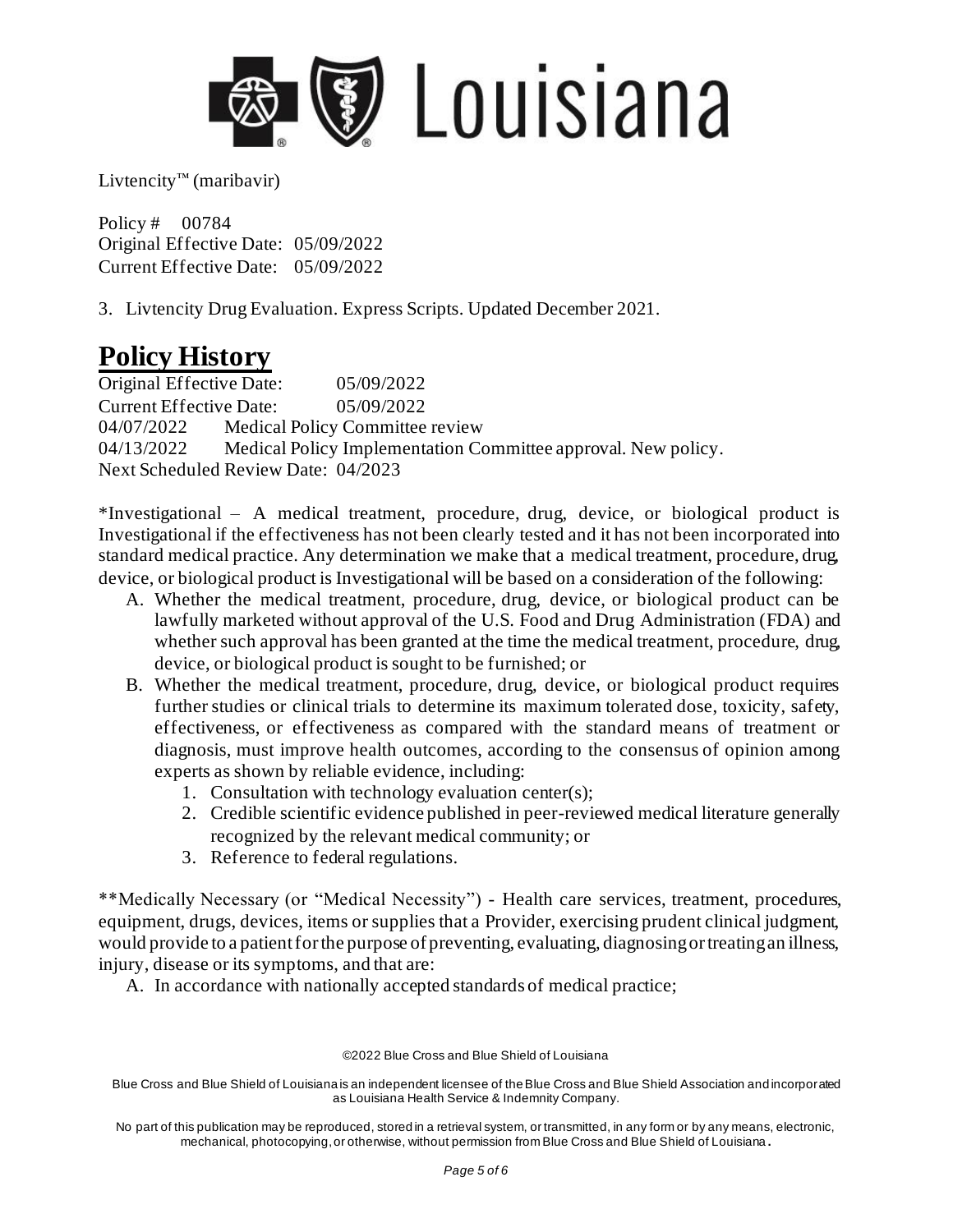3. Livtencity Drug Evaluation. Express Scripts. Updated December 2021.

# Policy History

Original Effective Date: 05/09/2022
Current Effective Date: 05/09/2022
04/07/2022 Medical Policy Committee review
04/13/2022 Medical Policy Implementation Committee approval. New policy.
Next Scheduled Review Date: 04/2023

*Investigational – A medical treatment, procedure, drug, device, or biological product is Investigational if the effectiveness has not been clearly tested and it has not been incorporated into standard medical practice. Any determination we make that a medical treatment, procedure, drug, device, or biological product is Investigational will be based on a consideration of the following:

A. Whether the medical treatment, procedure, drug, device, or biological product can be lawfully marketed without approval of the U.S. Food and Drug Administration (FDA) and whether such approval has been granted at the time the medical treatment, procedure, drug, device, or biological product is sought to be furnished; or
B. Whether the medical treatment, procedure, drug, device, or biological product requires further studies or clinical trials to determine its maximum tolerated dose, toxicity, safety, effectiveness, or effectiveness as compared with the standard means of treatment or diagnosis, must improve health outcomes, according to the consensus of opinion among experts as shown by reliable evidence, including:
   1. Consultation with technology evaluation center(s);
   2. Credible scientific evidence published in peer-reviewed medical literature generally recognized by the relevant medical community; or
   3. Reference to federal regulations.

**Medically Necessary (or "Medical Necessity") - Health care services, treatment, procedures, equipment, drugs, devices, items or supplies that a Provider, exercising prudent clinical judgment, would provide to a patient for the purpose of preventing, evaluating, diagnosing or treating an illness, injury, disease or its symptoms, and that are:

A. In accordance with nationally accepted standards of medical practice;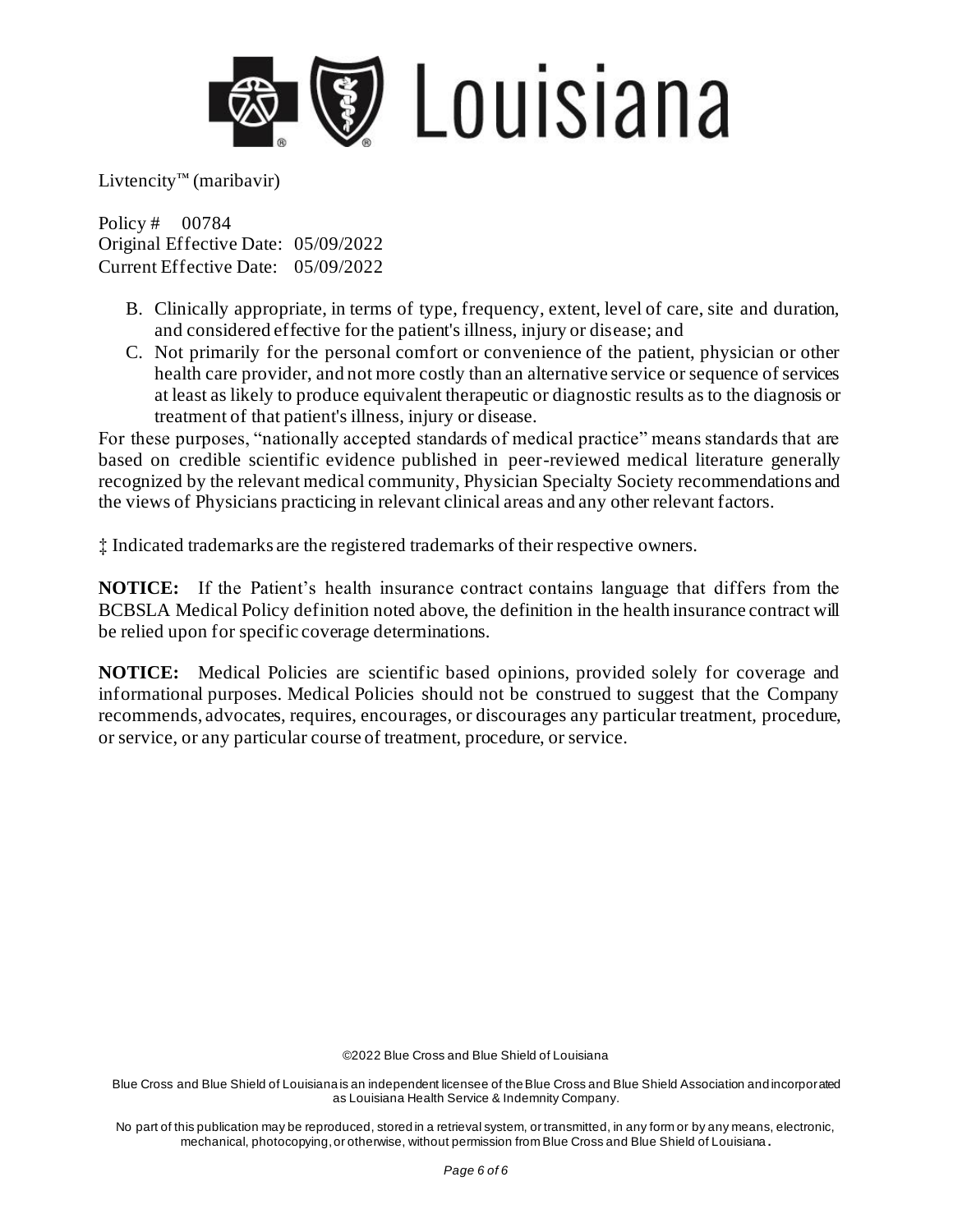B. Clinically appropriate, in terms of type, frequency, extent, level of care, site and duration, and considered effective for the patient's illness, injury or disease; and
C. Not primarily for the personal comfort or convenience of the patient, physician or other health care provider, and not more costly than an alternative service or sequence of services at least as likely to produce equivalent therapeutic or diagnostic results as to the diagnosis or treatment of that patient's illness, injury or disease.

For these purposes, "nationally accepted standards of medical practice" means standards that are based on credible scientific evidence published in peer-reviewed medical literature generally recognized by the relevant medical community, Physician Specialty Society recommendations and the views of Physicians practicing in relevant clinical areas and any other relevant factors.

‡ Indicated trademarks are the registered trademarks of their respective owners.

**NOTICE:** If the Patient's health insurance contract contains language that differs from the BCBSLA Medical Policy definition noted above, the definition in the health insurance contract will be relied upon for specific coverage determinations.

**NOTICE:** Medical Policies are scientific based opinions, provided solely for coverage and informational purposes. Medical Policies should not be construed to suggest that the Company recommends, advocates, requires, encourages, or discourages any particular treatment, procedure, or service, or any particular course of treatment, procedure, or service.

©2022 Blue Cross and Blue Shield of Louisiana

Blue Cross and Blue Shield of Louisiana is an independent licensee of the Blue Cross and Blue Shield Association and incorporated as Louisiana Health Service & Indemnity Company.

No part of this publication may be reproduced, stored in a retrieval system, or transmitted, in any form or by any means, electronic, mechanical, photocopying, or otherwise, without permission from Blue Cross and Blue Shield of Louisiana.